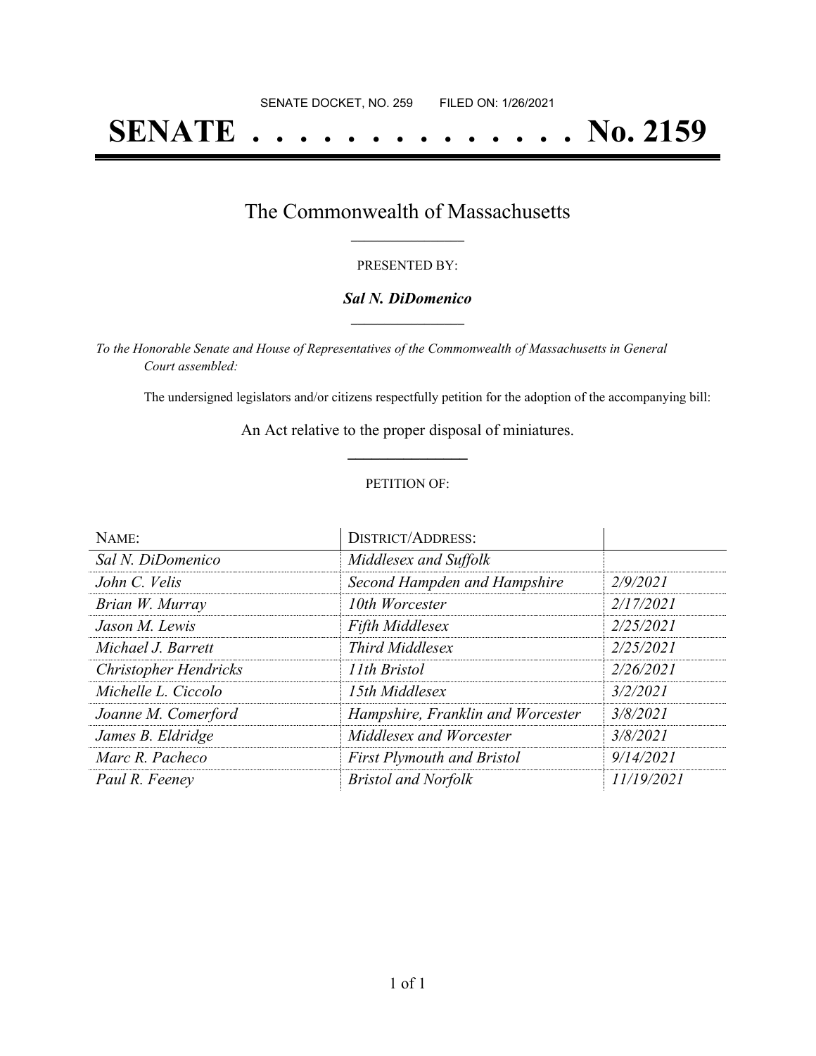SENATE DOCKET, NO. 259        FILED ON: 1/26/2021

# SENATE . . . . . . . . . . . . . . No. 2159

## The Commonwealth of Massachusetts

PRESENTED BY:

***Sal N. DiDomenico***

*To the Honorable Senate and House of Representatives of the Commonwealth of Massachusetts in General Court assembled:*

The undersigned legislators and/or citizens respectfully petition for the adoption of the accompanying bill:

An Act relative to the proper disposal of miniatures.

PETITION OF:

| NAME: | DISTRICT/ADDRESS: | |
|---|---|---|
| *Sal N. DiDomenico* | *Middlesex and Suffolk* | |
| *John C. Velis* | *Second Hampden and Hampshire* | *2/9/2021* |
| *Brian W. Murray* | *10th Worcester* | *2/17/2021* |
| *Jason M. Lewis* | *Fifth Middlesex* | *2/25/2021* |
| *Michael J. Barrett* | *Third Middlesex* | *2/25/2021* |
| *Christopher Hendricks* | *11th Bristol* | *2/26/2021* |
| *Michelle L. Ciccolo* | *15th Middlesex* | *3/2/2021* |
| *Joanne M. Comerford* | *Hampshire, Franklin and Worcester* | *3/8/2021* |
| *James B. Eldridge* | *Middlesex and Worcester* | *3/8/2021* |
| *Marc R. Pacheco* | *First Plymouth and Bristol* | *9/14/2021* |
| *Paul R. Feeney* | *Bristol and Norfolk* | *11/19/2021* |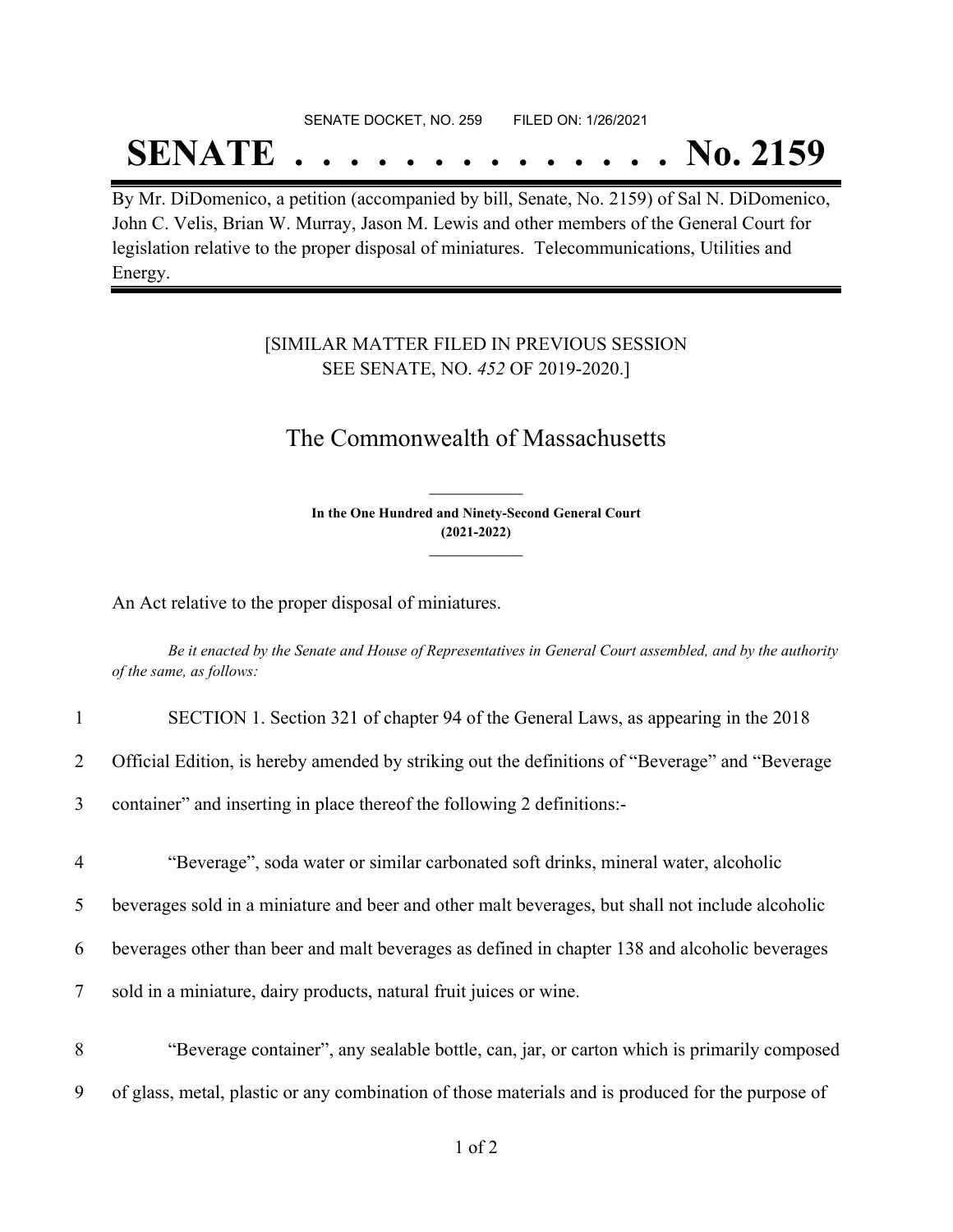SENATE DOCKET, NO. 259 FILED ON: 1/26/2021

# SENATE . . . . . . . . . . . . . . No. 2159

By Mr. DiDomenico, a petition (accompanied by bill, Senate, No. 2159) of Sal N. DiDomenico, John C. Velis, Brian W. Murray, Jason M. Lewis and other members of the General Court for legislation relative to the proper disposal of miniatures. Telecommunications, Utilities and Energy.

[SIMILAR MATTER FILED IN PREVIOUS SESSION SEE SENATE, NO. *452* OF 2019-2020.]

## The Commonwealth of Massachusetts

**In the One Hundred and Ninety-Second General Court (2021-2022)**

An Act relative to the proper disposal of miniatures.

*Be it enacted by the Senate and House of Representatives in General Court assembled, and by the authority of the same, as follows:*

1 SECTION 1. Section 321 of chapter 94 of the General Laws, as appearing in the 2018
2 Official Edition, is hereby amended by striking out the definitions of "Beverage" and "Beverage
3 container" and inserting in place thereof the following 2 definitions:-

4 "Beverage", soda water or similar carbonated soft drinks, mineral water, alcoholic
5 beverages sold in a miniature and beer and other malt beverages, but shall not include alcoholic
6 beverages other than beer and malt beverages as defined in chapter 138 and alcoholic beverages
7 sold in a miniature, dairy products, natural fruit juices or wine.

8 "Beverage container", any sealable bottle, can, jar, or carton which is primarily composed
9 of glass, metal, plastic or any combination of those materials and is produced for the purpose of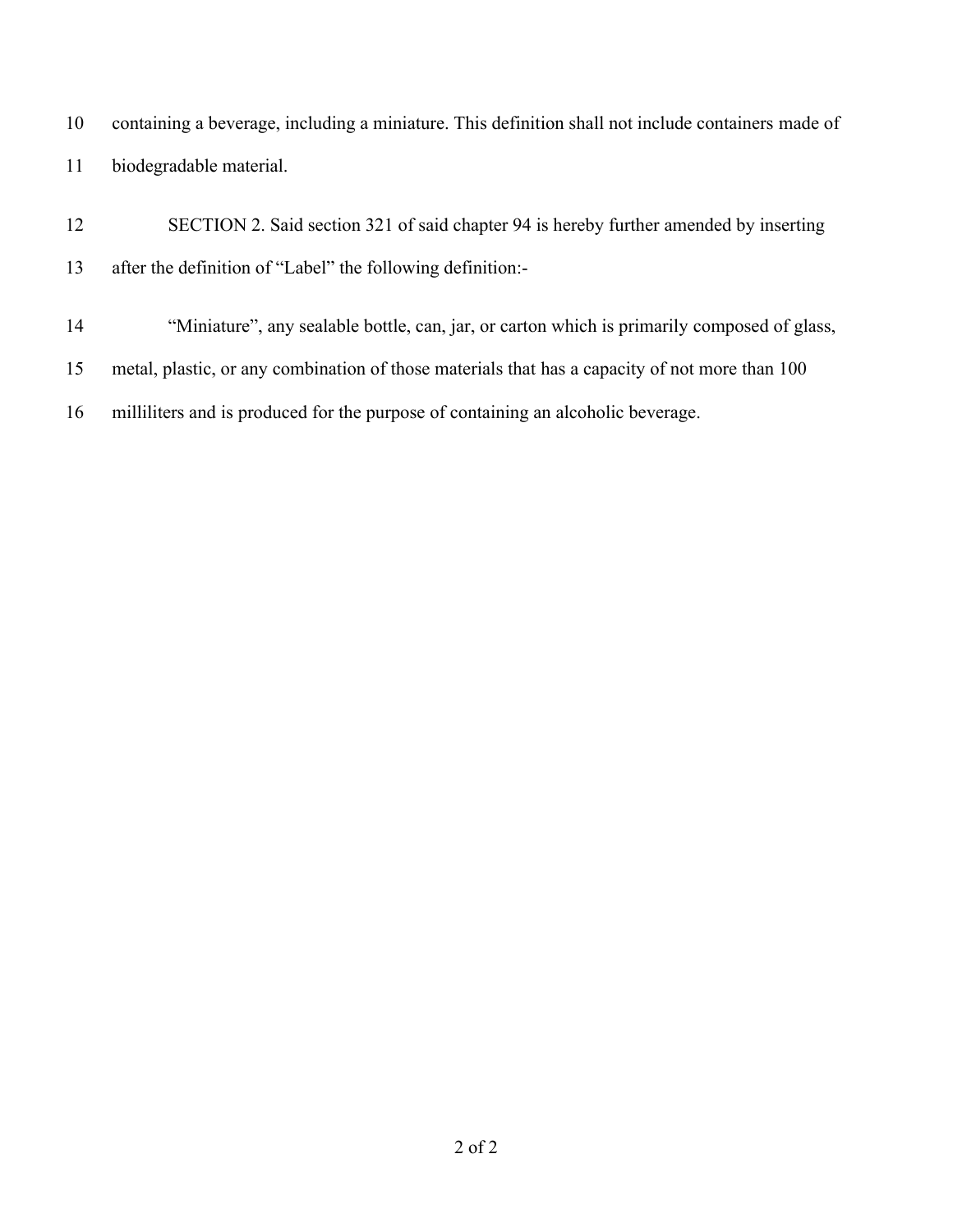containing a beverage, including a miniature. This definition shall not include containers made of biodegradable material.

SECTION 2. Said section 321 of said chapter 94 is hereby further amended by inserting after the definition of "Label" the following definition:-

"Miniature", any sealable bottle, can, jar, or carton which is primarily composed of glass, metal, plastic, or any combination of those materials that has a capacity of not more than 100 milliliters and is produced for the purpose of containing an alcoholic beverage.